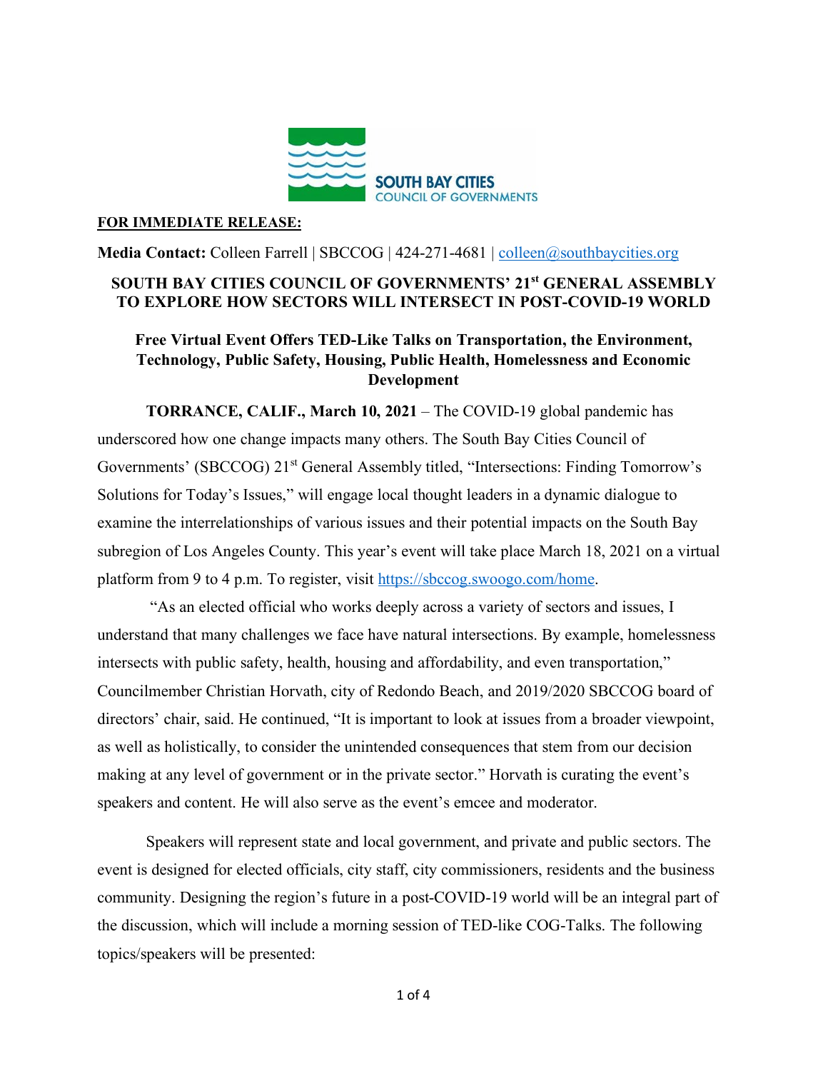SOUTH BAY CITIES
COUNCIL OF GOVERNMENTS

**FOR IMMEDIATE RELEASE:**

**Media Contact:** Colleen Farrell | SBCCOG | 424-271-4681 | colleen@southbaycities.org

# SOUTH BAY CITIES COUNCIL OF GOVERNMENTS' 21st GENERAL ASSEMBLY TO EXPLORE HOW SECTORS WILL INTERSECT IN POST-COVID-19 WORLD

## Free Virtual Event Offers TED-Like Talks on Transportation, the Environment, Technology, Public Safety, Housing, Public Health, Homelessness and Economic Development

**TORRANCE, CALIF., March 10, 2021** – The COVID-19 global pandemic has underscored how one change impacts many others. The South Bay Cities Council of Governments' (SBCCOG) 21st General Assembly titled, "Intersections: Finding Tomorrow's Solutions for Today's Issues," will engage local thought leaders in a dynamic dialogue to examine the interrelationships of various issues and their potential impacts on the South Bay subregion of Los Angeles County. This year's event will take place March 18, 2021 on a virtual platform from 9 to 4 p.m. To register, visit https://sbccog.swoogo.com/home.

"As an elected official who works deeply across a variety of sectors and issues, I understand that many challenges we face have natural intersections. By example, homelessness intersects with public safety, health, housing and affordability, and even transportation," Councilmember Christian Horvath, city of Redondo Beach, and 2019/2020 SBCCOG board of directors' chair, said. He continued, "It is important to look at issues from a broader viewpoint, as well as holistically, to consider the unintended consequences that stem from our decision making at any level of government or in the private sector." Horvath is curating the event's speakers and content. He will also serve as the event's emcee and moderator.

Speakers will represent state and local government, and private and public sectors. The event is designed for elected officials, city staff, city commissioners, residents and the business community. Designing the region's future in a post-COVID-19 world will be an integral part of the discussion, which will include a morning session of TED-like COG-Talks. The following topics/speakers will be presented: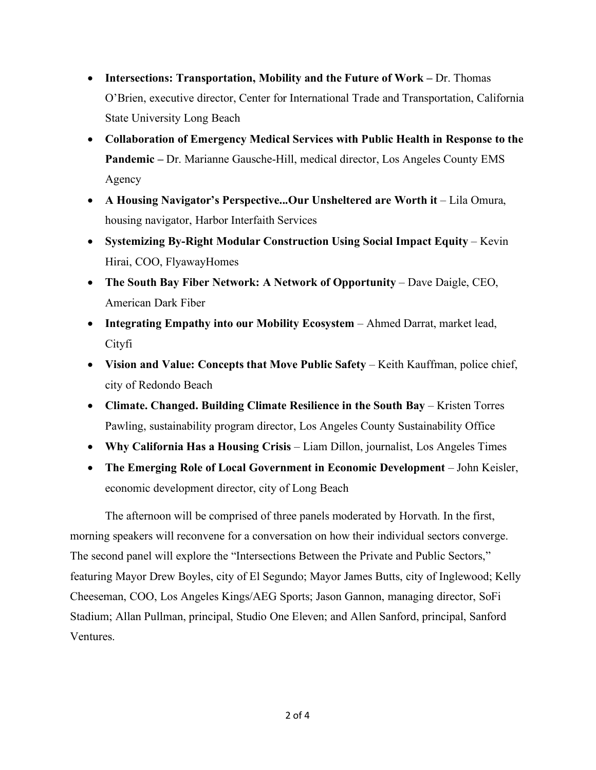- **Intersections: Transportation, Mobility and the Future of Work –** Dr. Thomas O'Brien, executive director, Center for International Trade and Transportation, California State University Long Beach
- **Collaboration of Emergency Medical Services with Public Health in Response to the Pandemic –** Dr. Marianne Gausche-Hill, medical director, Los Angeles County EMS Agency
- **A Housing Navigator's Perspective...Our Unsheltered are Worth it** – Lila Omura, housing navigator, Harbor Interfaith Services
- **Systemizing By-Right Modular Construction Using Social Impact Equity** – Kevin Hirai, COO, FlyawayHomes
- **The South Bay Fiber Network: A Network of Opportunity** – Dave Daigle, CEO, American Dark Fiber
- **Integrating Empathy into our Mobility Ecosystem** – Ahmed Darrat, market lead, Cityfi
- **Vision and Value: Concepts that Move Public Safety** – Keith Kauffman, police chief, city of Redondo Beach
- **Climate. Changed. Building Climate Resilience in the South Bay** – Kristen Torres Pawling, sustainability program director, Los Angeles County Sustainability Office
- **Why California Has a Housing Crisis** – Liam Dillon, journalist, Los Angeles Times
- **The Emerging Role of Local Government in Economic Development** – John Keisler, economic development director, city of Long Beach

The afternoon will be comprised of three panels moderated by Horvath. In the first, morning speakers will reconvene for a conversation on how their individual sectors converge. The second panel will explore the "Intersections Between the Private and Public Sectors," featuring Mayor Drew Boyles, city of El Segundo; Mayor James Butts, city of Inglewood; Kelly Cheeseman, COO, Los Angeles Kings/AEG Sports; Jason Gannon, managing director, SoFi Stadium; Allan Pullman, principal, Studio One Eleven; and Allen Sanford, principal, Sanford Ventures.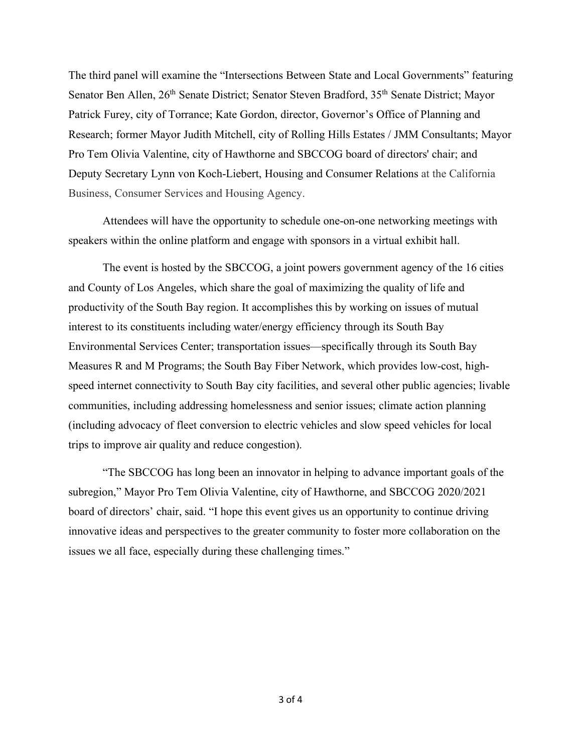The third panel will examine the "Intersections Between State and Local Governments" featuring Senator Ben Allen, 26th Senate District; Senator Steven Bradford, 35th Senate District; Mayor Patrick Furey, city of Torrance; Kate Gordon, director, Governor's Office of Planning and Research; former Mayor Judith Mitchell, city of Rolling Hills Estates / JMM Consultants; Mayor Pro Tem Olivia Valentine, city of Hawthorne and SBCCOG board of directors' chair; and Deputy Secretary Lynn von Koch-Liebert, Housing and Consumer Relations at the California Business, Consumer Services and Housing Agency.

Attendees will have the opportunity to schedule one-on-one networking meetings with speakers within the online platform and engage with sponsors in a virtual exhibit hall.

The event is hosted by the SBCCOG, a joint powers government agency of the 16 cities and County of Los Angeles, which share the goal of maximizing the quality of life and productivity of the South Bay region. It accomplishes this by working on issues of mutual interest to its constituents including water/energy efficiency through its South Bay Environmental Services Center; transportation issues—specifically through its South Bay Measures R and M Programs; the South Bay Fiber Network, which provides low-cost, high-speed internet connectivity to South Bay city facilities, and several other public agencies; livable communities, including addressing homelessness and senior issues; climate action planning (including advocacy of fleet conversion to electric vehicles and slow speed vehicles for local trips to improve air quality and reduce congestion).

"The SBCCOG has long been an innovator in helping to advance important goals of the subregion," Mayor Pro Tem Olivia Valentine, city of Hawthorne, and SBCCOG 2020/2021 board of directors' chair, said. "I hope this event gives us an opportunity to continue driving innovative ideas and perspectives to the greater community to foster more collaboration on the issues we all face, especially during these challenging times."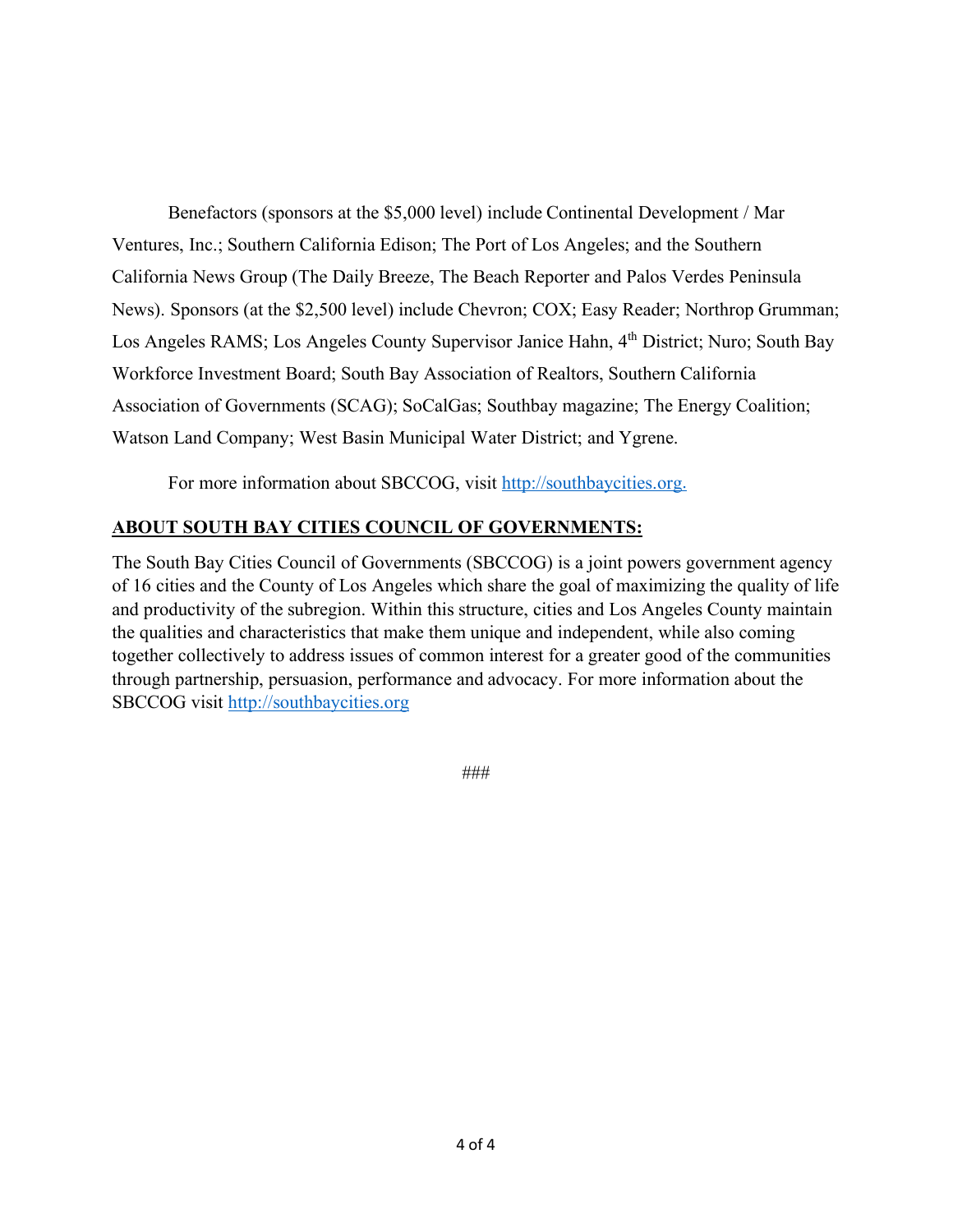Benefactors (sponsors at the $5,000 level) include Continental Development / Mar Ventures, Inc.; Southern California Edison; The Port of Los Angeles; and the Southern California News Group (The Daily Breeze, The Beach Reporter and Palos Verdes Peninsula News). Sponsors (at the $2,500 level) include Chevron; COX; Easy Reader; Northrop Grumman; Los Angeles RAMS; Los Angeles County Supervisor Janice Hahn, 4th District; Nuro; South Bay Workforce Investment Board; South Bay Association of Realtors, Southern California Association of Governments (SCAG); SoCalGas; Southbay magazine; The Energy Coalition; Watson Land Company; West Basin Municipal Water District; and Ygrene.

For more information about SBCCOG, visit http://southbaycities.org.

**ABOUT SOUTH BAY CITIES COUNCIL OF GOVERNMENTS:**

The South Bay Cities Council of Governments (SBCCOG) is a joint powers government agency of 16 cities and the County of Los Angeles which share the goal of maximizing the quality of life and productivity of the subregion. Within this structure, cities and Los Angeles County maintain the qualities and characteristics that make them unique and independent, while also coming together collectively to address issues of common interest for a greater good of the communities through partnership, persuasion, performance and advocacy. For more information about the SBCCOG visit http://southbaycities.org

###